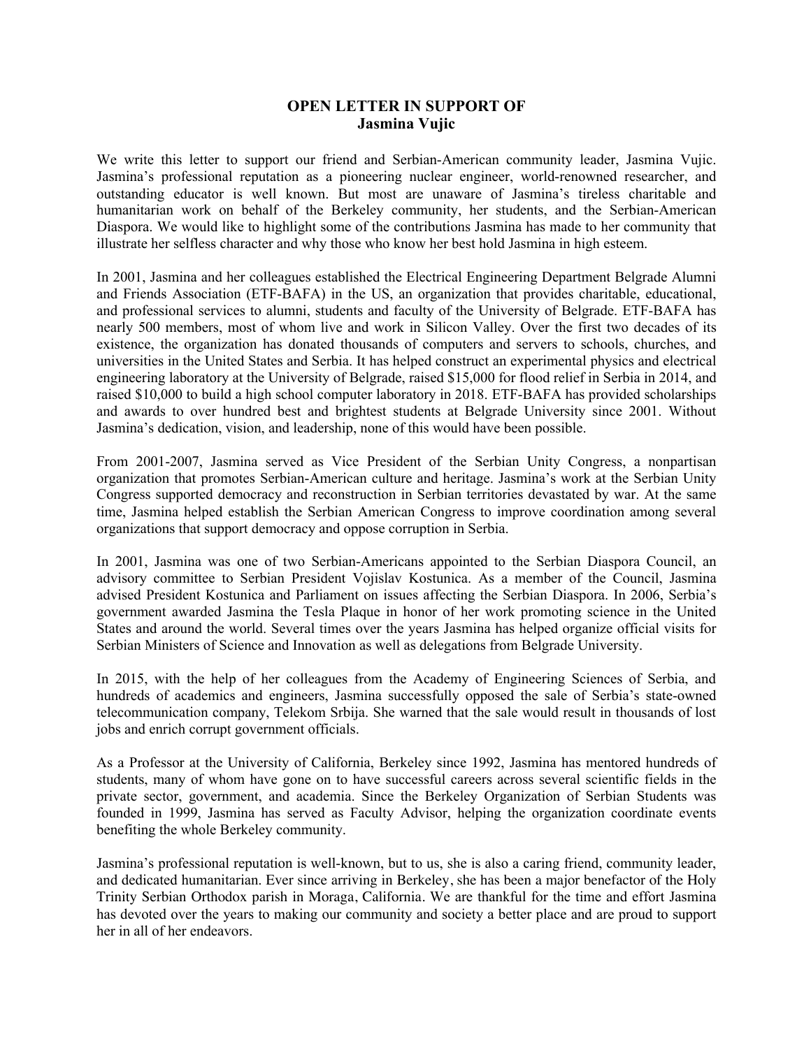# OPEN LETTER IN SUPPORT OF
# Jasmina Vujic

We write this letter to support our friend and Serbian-American community leader, Jasmina Vujic. Jasmina's professional reputation as a pioneering nuclear engineer, world-renowned researcher, and outstanding educator is well known. But most are unaware of Jasmina's tireless charitable and humanitarian work on behalf of the Berkeley community, her students, and the Serbian-American Diaspora. We would like to highlight some of the contributions Jasmina has made to her community that illustrate her selfless character and why those who know her best hold Jasmina in high esteem.

In 2001, Jasmina and her colleagues established the Electrical Engineering Department Belgrade Alumni and Friends Association (ETF-BAFA) in the US, an organization that provides charitable, educational, and professional services to alumni, students and faculty of the University of Belgrade. ETF-BAFA has nearly 500 members, most of whom live and work in Silicon Valley. Over the first two decades of its existence, the organization has donated thousands of computers and servers to schools, churches, and universities in the United States and Serbia. It has helped construct an experimental physics and electrical engineering laboratory at the University of Belgrade, raised $15,000 for flood relief in Serbia in 2014, and raised $10,000 to build a high school computer laboratory in 2018. ETF-BAFA has provided scholarships and awards to over hundred best and brightest students at Belgrade University since 2001. Without Jasmina's dedication, vision, and leadership, none of this would have been possible.

From 2001-2007, Jasmina served as Vice President of the Serbian Unity Congress, a nonpartisan organization that promotes Serbian-American culture and heritage. Jasmina's work at the Serbian Unity Congress supported democracy and reconstruction in Serbian territories devastated by war. At the same time, Jasmina helped establish the Serbian American Congress to improve coordination among several organizations that support democracy and oppose corruption in Serbia.

In 2001, Jasmina was one of two Serbian-Americans appointed to the Serbian Diaspora Council, an advisory committee to Serbian President Vojislav Kostunica. As a member of the Council, Jasmina advised President Kostunica and Parliament on issues affecting the Serbian Diaspora. In 2006, Serbia's government awarded Jasmina the Tesla Plaque in honor of her work promoting science in the United States and around the world. Several times over the years Jasmina has helped organize official visits for Serbian Ministers of Science and Innovation as well as delegations from Belgrade University.

In 2015, with the help of her colleagues from the Academy of Engineering Sciences of Serbia, and hundreds of academics and engineers, Jasmina successfully opposed the sale of Serbia's state-owned telecommunication company, Telekom Srbija. She warned that the sale would result in thousands of lost jobs and enrich corrupt government officials.

As a Professor at the University of California, Berkeley since 1992, Jasmina has mentored hundreds of students, many of whom have gone on to have successful careers across several scientific fields in the private sector, government, and academia. Since the Berkeley Organization of Serbian Students was founded in 1999, Jasmina has served as Faculty Advisor, helping the organization coordinate events benefiting the whole Berkeley community.

Jasmina's professional reputation is well-known, but to us, she is also a caring friend, community leader, and dedicated humanitarian. Ever since arriving in Berkeley, she has been a major benefactor of the Holy Trinity Serbian Orthodox parish in Moraga, California. We are thankful for the time and effort Jasmina has devoted over the years to making our community and society a better place and are proud to support her in all of her endeavors.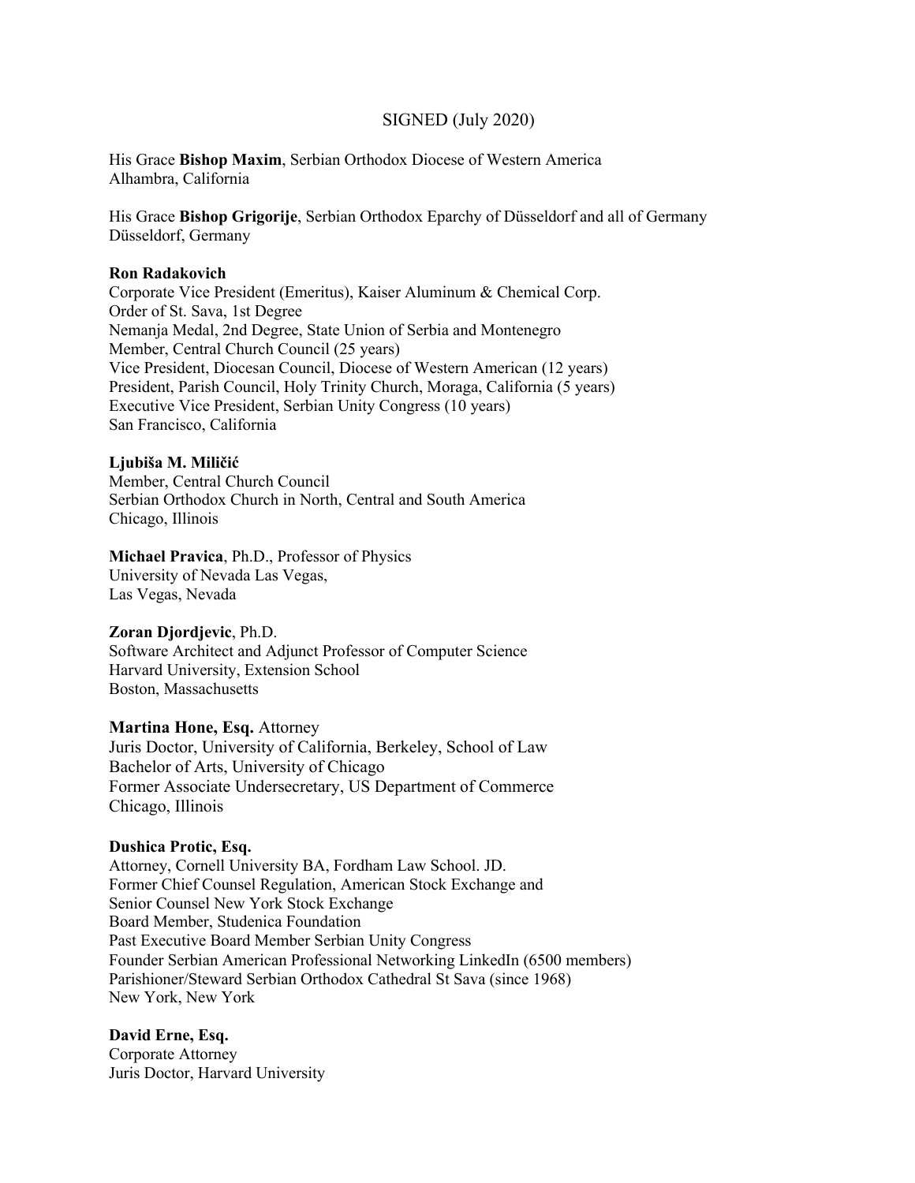SIGNED (July 2020)

His Grace **Bishop Maxim**, Serbian Orthodox Diocese of Western America
Alhambra, California

His Grace **Bishop Grigorije**, Serbian Orthodox Eparchy of Düsseldorf and all of Germany
Düsseldorf, Germany

**Ron Radakovich**
Corporate Vice President (Emeritus), Kaiser Aluminum & Chemical Corp.
Order of St. Sava, 1st Degree
Nemanja Medal, 2nd Degree, State Union of Serbia and Montenegro
Member, Central Church Council (25 years)
Vice President, Diocesan Council, Diocese of Western American (12 years)
President, Parish Council, Holy Trinity Church, Moraga, California (5 years)
Executive Vice President, Serbian Unity Congress (10 years)
San Francisco, California

**Ljubiša M. Miličić**
Member, Central Church Council
Serbian Orthodox Church in North, Central and South America
Chicago, Illinois

**Michael Pravica**, Ph.D., Professor of Physics
University of Nevada Las Vegas,
Las Vegas, Nevada

**Zoran Djordjevic**, Ph.D.
Software Architect and Adjunct Professor of Computer Science
Harvard University, Extension School
Boston, Massachusetts

**Martina Hone, Esq.** Attorney
Juris Doctor, University of California, Berkeley, School of Law
Bachelor of Arts, University of Chicago
Former Associate Undersecretary, US Department of Commerce
Chicago, Illinois

**Dushica Protic, Esq.**
Attorney, Cornell University BA, Fordham Law School. JD.
Former Chief Counsel Regulation, American Stock Exchange and
Senior Counsel New York Stock Exchange
Board Member, Studenica Foundation
Past Executive Board Member Serbian Unity Congress
Founder Serbian American Professional Networking LinkedIn (6500 members)
Parishioner/Steward Serbian Orthodox Cathedral St Sava (since 1968)
New York, New York

**David Erne, Esq.**
Corporate Attorney
Juris Doctor, Harvard University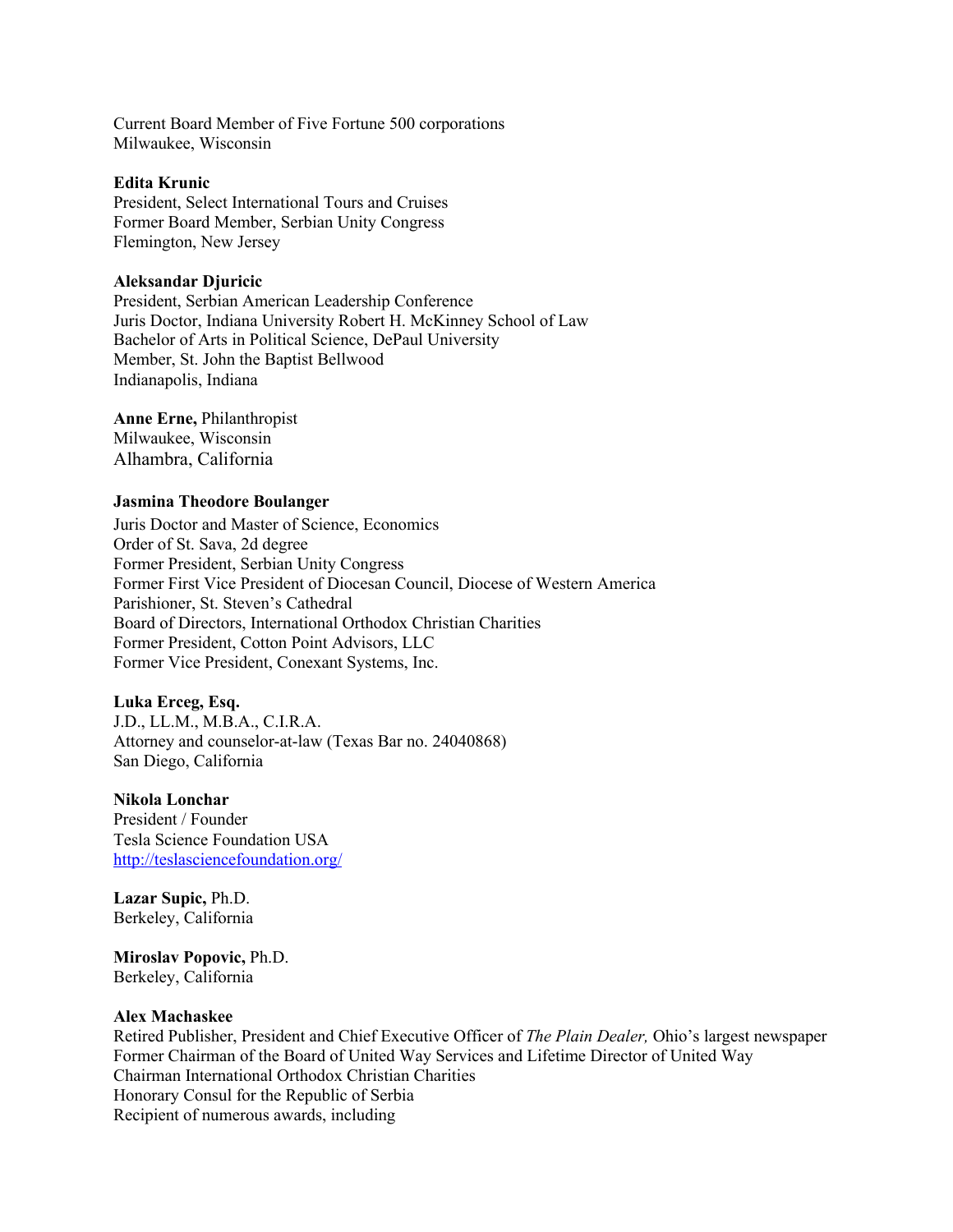Current Board Member of Five Fortune 500 corporations
Milwaukee, Wisconsin

**Edita Krunic**
President, Select International Tours and Cruises
Former Board Member, Serbian Unity Congress
Flemington, New Jersey

**Aleksandar Djuricic**
President, Serbian American Leadership Conference
Juris Doctor, Indiana University Robert H. McKinney School of Law
Bachelor of Arts in Political Science, DePaul University
Member, St. John the Baptist Bellwood
Indianapolis, Indiana

**Anne Erne,** Philanthropist
Milwaukee, Wisconsin
Alhambra, California

**Jasmina Theodore Boulanger**
Juris Doctor and Master of Science, Economics
Order of St. Sava, 2d degree
Former President, Serbian Unity Congress
Former First Vice President of Diocesan Council, Diocese of Western America
Parishioner, St. Steven's Cathedral
Board of Directors, International Orthodox Christian Charities
Former President, Cotton Point Advisors, LLC
Former Vice President, Conexant Systems, Inc.

**Luka Erceg, Esq.**
J.D., LL.M., M.B.A., C.I.R.A.
Attorney and counselor-at-law (Texas Bar no. 24040868)
San Diego, California

**Nikola Lonchar**
President / Founder
Tesla Science Foundation USA
[http://teslasciencefoundation.org/](http://teslasciencefoundation.org/)

**Lazar Supic,** Ph.D.
Berkeley, California

**Miroslav Popovic,** Ph.D.
Berkeley, California

**Alex Machaskee**
Retired Publisher, President and Chief Executive Officer of *The Plain Dealer,* Ohio's largest newspaper
Former Chairman of the Board of United Way Services and Lifetime Director of United Way
Chairman International Orthodox Christian Charities
Honorary Consul for the Republic of Serbia
Recipient of numerous awards, including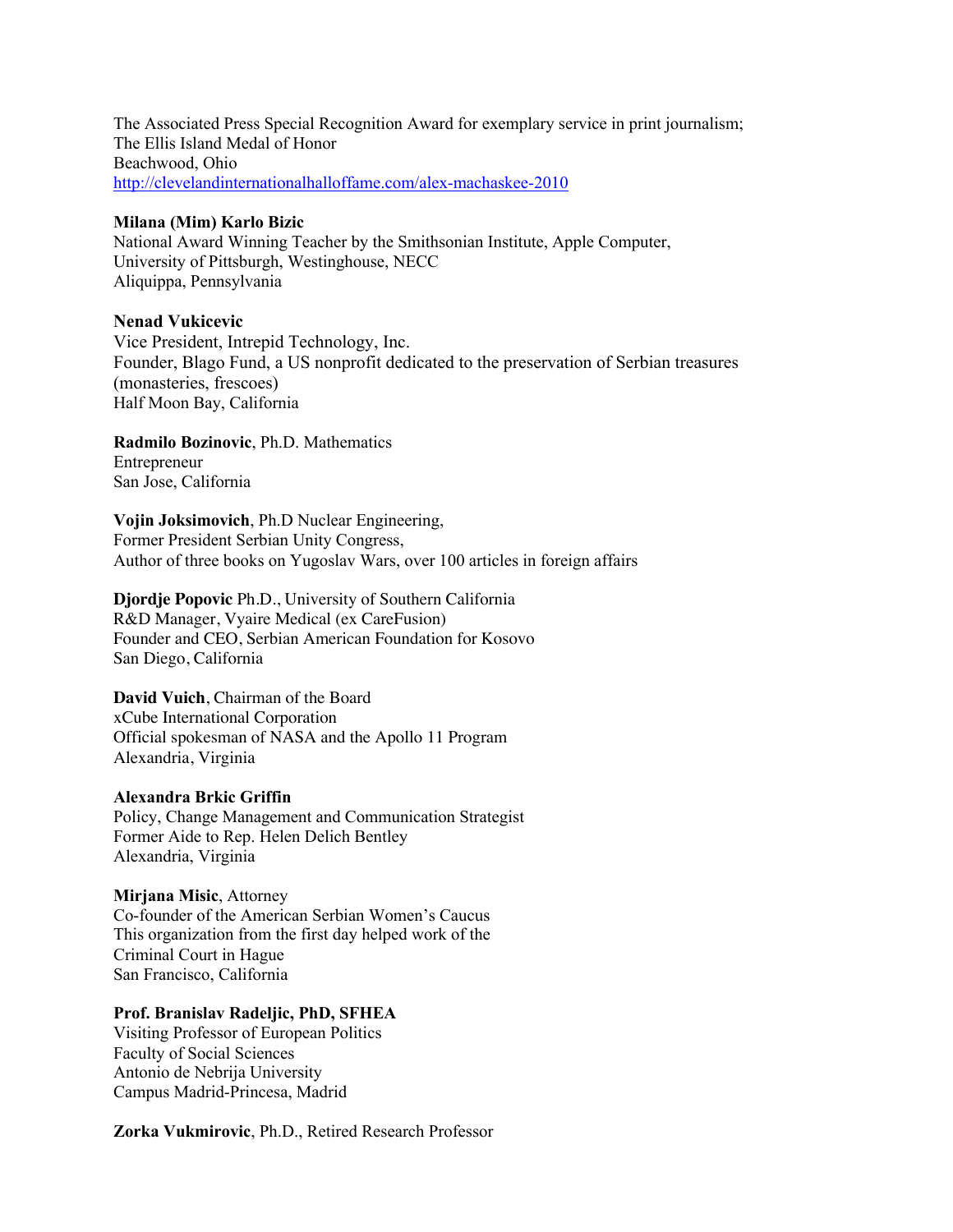The Associated Press Special Recognition Award for exemplary service in print journalism;
The Ellis Island Medal of Honor
Beachwood, Ohio
http://clevelandinternationalhalloffame.com/alex-machaskee-2010

**Milana (Mim) Karlo Bizic**
National Award Winning Teacher by the Smithsonian Institute, Apple Computer, University of Pittsburgh, Westinghouse, NECC
Aliquippa, Pennsylvania

**Nenad Vukicevic**
Vice President, Intrepid Technology, Inc.
Founder, Blago Fund, a US nonprofit dedicated to the preservation of Serbian treasures (monasteries, frescoes)
Half Moon Bay, California

**Radmilo Bozinovic**, Ph.D. Mathematics
Entrepreneur
San Jose, California

**Vojin Joksimovich**, Ph.D Nuclear Engineering,
Former President Serbian Unity Congress,
Author of three books on Yugoslav Wars, over 100 articles in foreign affairs

**Djordje Popovic** Ph.D., University of Southern California
R&D Manager, Vyaire Medical (ex CareFusion)
Founder and CEO, Serbian American Foundation for Kosovo
San Diego, California

**David Vuich**, Chairman of the Board
xCube International Corporation
Official spokesman of NASA and the Apollo 11 Program
Alexandria, Virginia

**Alexandra Brkic Griffin**
Policy, Change Management and Communication Strategist
Former Aide to Rep. Helen Delich Bentley
Alexandria, Virginia

**Mirjana Misic**, Attorney
Co-founder of the American Serbian Women's Caucus
This organization from the first day helped work of the Criminal Court in Hague
San Francisco, California

**Prof. Branislav Radeljic, PhD, SFHEA**
Visiting Professor of European Politics
Faculty of Social Sciences
Antonio de Nebrija University
Campus Madrid-Princesa, Madrid

**Zorka Vukmirovic**, Ph.D., Retired Research Professor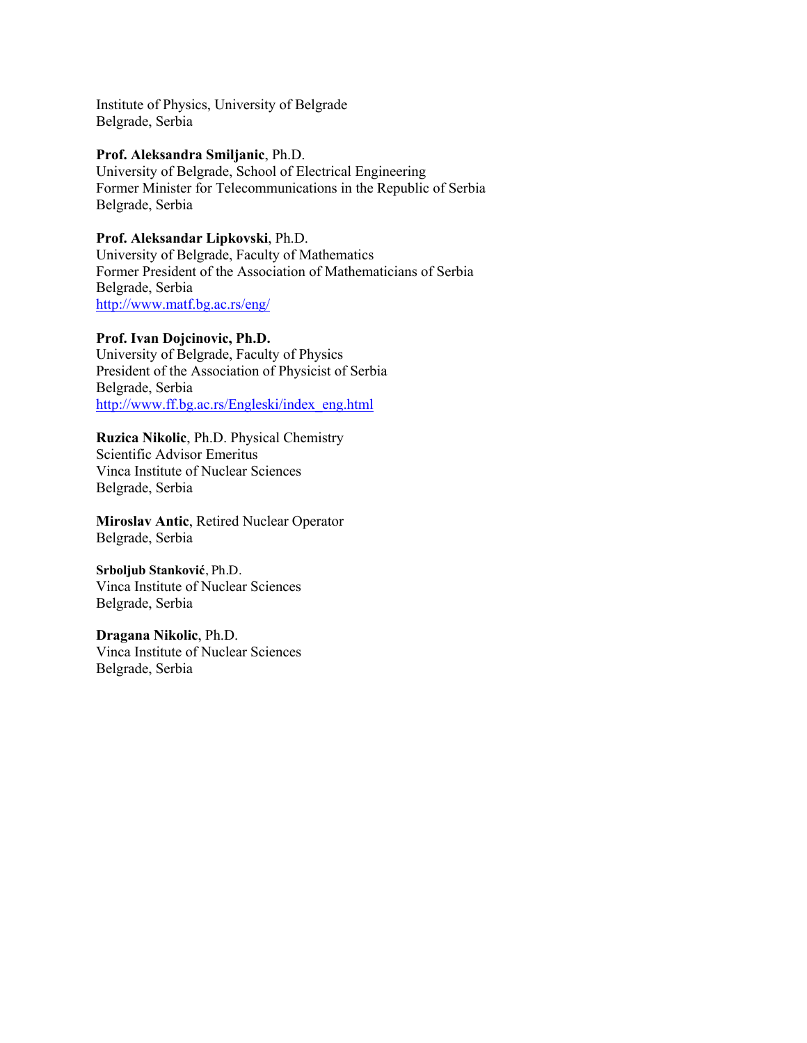Institute of Physics, University of Belgrade
Belgrade, Serbia

**Prof. Aleksandra Smiljanic**, Ph.D.
University of Belgrade, School of Electrical Engineering
Former Minister for Telecommunications in the Republic of Serbia
Belgrade, Serbia

**Prof. Aleksandar Lipkovski**, Ph.D.
University of Belgrade, Faculty of Mathematics
Former President of the Association of Mathematicians of Serbia
Belgrade, Serbia
http://www.matf.bg.ac.rs/eng/

**Prof. Ivan Dojcinovic, Ph.D.**
University of Belgrade, Faculty of Physics
President of the Association of Physicist of Serbia
Belgrade, Serbia
http://www.ff.bg.ac.rs/Engleski/index_eng.html

**Ruzica Nikolic**, Ph.D. Physical Chemistry
Scientific Advisor Emeritus
Vinca Institute of Nuclear Sciences
Belgrade, Serbia

**Miroslav Antic**, Retired Nuclear Operator
Belgrade, Serbia

**Srboljub Stanković**, Ph.D.
Vinca Institute of Nuclear Sciences
Belgrade, Serbia

**Dragana Nikolic**, Ph.D.
Vinca Institute of Nuclear Sciences
Belgrade, Serbia